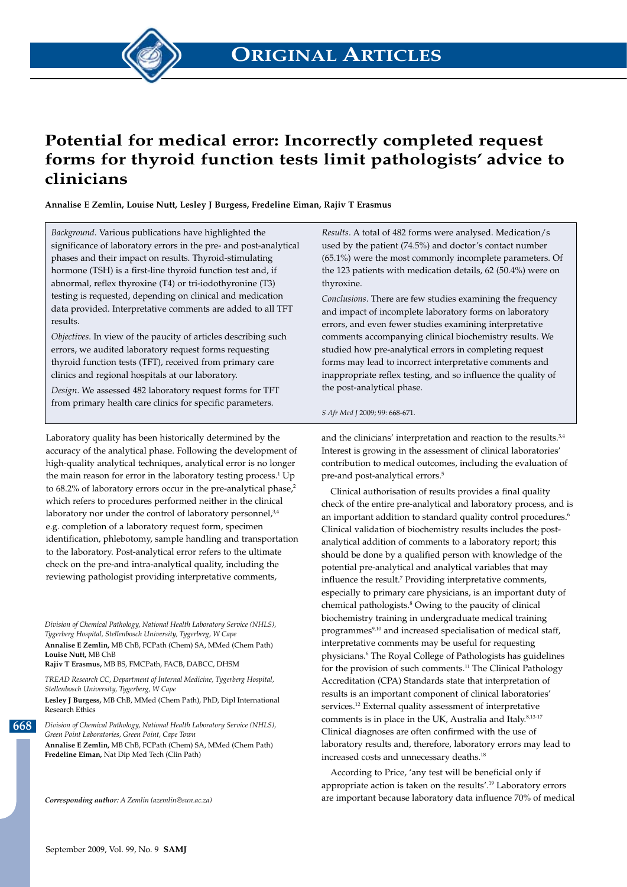# Potential for medical error: Incorrectly completed request forms for thyroid function tests limit pathologists' advice to clinicians

**Annalise E Zemlin, Louise Nutt, Lesley J Burgess, Fredeline Eiman, Rajiv T Erasmus**

*Background.* Various publications have highlighted the significance of laboratory errors in the pre- and post-analytical phases and their impact on results. Thyroid-stimulating hormone (TSH) is a first-line thyroid function test and, if abnormal, reflex thyroxine (T4) or tri-iodothyronine (T3) testing is requested, depending on clinical and medication data provided. Interpretative comments are added to all TFT results.

*Objectives.* In view of the paucity of articles describing such errors, we audited laboratory request forms requesting thyroid function tests (TFT), received from primary care clinics and regional hospitals at our laboratory.

*Design.* We assessed 482 laboratory request forms for TFT from primary health care clinics for specific parameters.

*Results.* A total of 482 forms were analysed. Medication/s used by the patient (74.5%) and doctor's contact number (65.1%) were the most commonly incomplete parameters. Of the 123 patients with medication details, 62 (50.4%) were on thyroxine.

*Conclusions.* There are few studies examining the frequency and impact of incomplete laboratory forms on laboratory errors, and even fewer studies examining interpretative comments accompanying clinical biochemistry results. We studied how pre-analytical errors in completing request forms may lead to incorrect interpretative comments and inappropriate reflex testing, and so influence the quality of the post-analytical phase.

*S Afr Med J* 2009; 99: 668-671.

Laboratory quality has been historically determined by the accuracy of the analytical phase. Following the development of high-quality analytical techniques, analytical error is no longer the main reason for error in the laboratory testing process.[1] Up to 68.2% of laboratory errors occur in the pre-analytical phase,[2] which refers to procedures performed neither in the clinical laboratory nor under the control of laboratory personnel,[3,4] e.g. completion of a laboratory request form, specimen identification, phlebotomy, sample handling and transportation to the laboratory. Post-analytical error refers to the ultimate check on the pre-and intra-analytical quality, including the reviewing pathologist providing interpretative comments, and the clinicians' interpretation and reaction to the results.[3,4] Interest is growing in the assessment of clinical laboratories' contribution to medical outcomes, including the evaluation of pre-and post-analytical errors.[5]

Clinical authorisation of results provides a final quality check of the entire pre-analytical and laboratory process, and is an important addition to standard quality control procedures.[6] Clinical validation of biochemistry results includes the post-analytical addition of comments to a laboratory report; this should be done by a qualified person with knowledge of the potential pre-analytical and analytical variables that may influence the result.[7] Providing interpretative comments, especially to primary care physicians, is an important duty of chemical pathologists.[8] Owing to the paucity of clinical biochemistry training in undergraduate medical training programmes[9,10] and increased specialisation of medical staff, interpretative comments may be useful for requesting physicians.[6] The Royal College of Pathologists has guidelines for the provision of such comments.[11] The Clinical Pathology Accreditation (CPA) Standards state that interpretation of results is an important component of clinical laboratories' services.[12] External quality assessment of interpretative comments is in place in the UK, Australia and Italy.[8,13-17] Clinical diagnoses are often confirmed with the use of laboratory results and, therefore, laboratory errors may lead to increased costs and unnecessary deaths.[18]

According to Price, 'any test will be beneficial only if appropriate action is taken on the results'.[19] Laboratory errors are important because laboratory data influence 70% of medical

*Division of Chemical Pathology, National Health Laboratory Service (NHLS), Tygerberg Hospital, Stellenbosch University, Tygerberg, W Cape*
**Annalise E Zemlin,** MB ChB, FCPath (Chem) SA, MMed (Chem Path)
**Louise Nutt,** MB ChB
**Rajiv T Erasmus,** MB BS, FMCPath, FACB, DABCC, DHSM

*TREAD Research CC, Department of Internal Medicine, Tygerberg Hospital, Stellenbosch University, Tygerberg, W Cape*
**Lesley J Burgess,** MB ChB, MMed (Chem Path), PhD, Dipl International Research Ethics

*Division of Chemical Pathology, National Health Laboratory Service (NHLS), Green Point Laboratories, Green Point, Cape Town*
**Annalise E Zemlin,** MB ChB, FCPath (Chem) SA, MMed (Chem Path)
**Fredeline Eiman,** Nat Dip Med Tech (Clin Path)

***Corresponding author:** A Zemlin (azemlin@sun.ac.za)*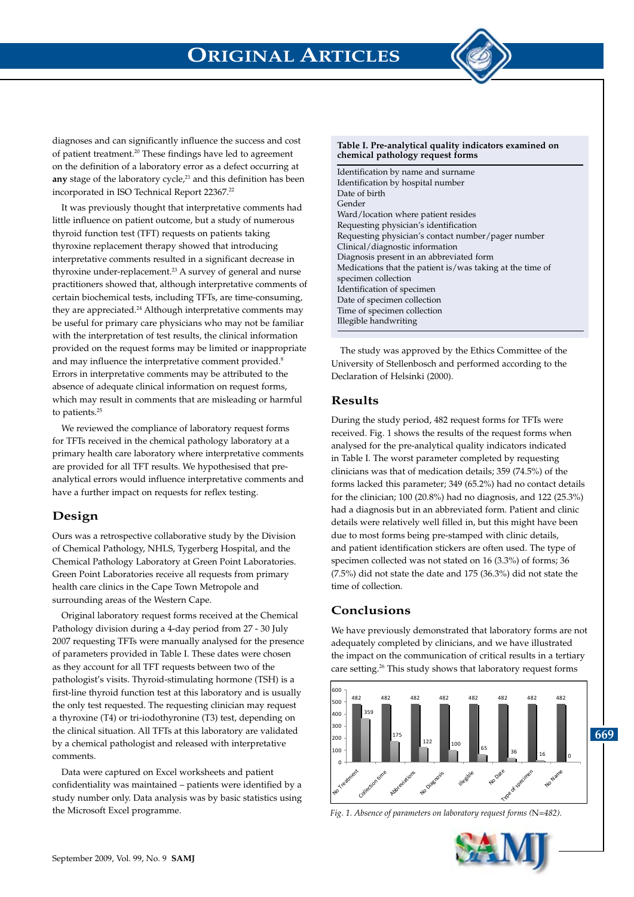diagnoses and can significantly influence the success and cost of patient treatment.[20] These findings have led to agreement on the definition of a laboratory error as a defect occurring at **any** stage of the laboratory cycle,[21] and this definition has been incorporated in ISO Technical Report 22367.[22]

It was previously thought that interpretative comments had little influence on patient outcome, but a study of numerous thyroid function test (TFT) requests on patients taking thyroxine replacement therapy showed that introducing interpretative comments resulted in a significant decrease in thyroxine under-replacement.[23] A survey of general and nurse practitioners showed that, although interpretative comments of certain biochemical tests, including TFTs, are time-consuming, they are appreciated.[24] Although interpretative comments may be useful for primary care physicians who may not be familiar with the interpretation of test results, the clinical information provided on the request forms may be limited or inappropriate and may influence the interpretative comment provided.[8] Errors in interpretative comments may be attributed to the absence of adequate clinical information on request forms, which may result in comments that are misleading or harmful to patients.[25]

We reviewed the compliance of laboratory request forms for TFTs received in the chemical pathology laboratory at a primary health care laboratory where interpretative comments are provided for all TFT results. We hypothesised that pre-analytical errors would influence interpretative comments and have a further impact on requests for reflex testing.

## Design

Ours was a retrospective collaborative study by the Division of Chemical Pathology, NHLS, Tygerberg Hospital, and the Chemical Pathology Laboratory at Green Point Laboratories. Green Point Laboratories receive all requests from primary health care clinics in the Cape Town Metropole and surrounding areas of the Western Cape.

Original laboratory request forms received at the Chemical Pathology division during a 4-day period from 27 - 30 July 2007 requesting TFTs were manually analysed for the presence of parameters provided in Table I. These dates were chosen as they account for all TFT requests between two of the pathologist's visits. Thyroid-stimulating hormone (TSH) is a first-line thyroid function test at this laboratory and is usually the only test requested. The requesting clinician may request a thyroxine (T4) or tri-iodothyronine (T3) test, depending on the clinical situation. All TFTs at this laboratory are validated by a chemical pathologist and released with interpretative comments.

Data were captured on Excel worksheets and patient confidentiality was maintained – patients were identified by a study number only. Data analysis was by basic statistics using the Microsoft Excel programme.

**Table I. Pre-analytical quality indicators examined on chemical pathology request forms**

| |
|---|
| Identification by name and surname |
| Identification by hospital number |
| Date of birth |
| Gender |
| Ward/location where patient resides |
| Requesting physician's identification |
| Requesting physician's contact number/pager number |
| Clinical/diagnostic information |
| Diagnosis present in an abbreviated form |
| Medications that the patient is/was taking at the time of specimen collection |
| Identification of specimen |
| Date of specimen collection |
| Time of specimen collection |
| Illegible handwriting |

The study was approved by the Ethics Committee of the University of Stellenbosch and performed according to the Declaration of Helsinki (2000).

## Results

During the study period, 482 request forms for TFTs were received. Fig. 1 shows the results of the request forms when analysed for the pre-analytical quality indicators indicated in Table I. The worst parameter completed by requesting clinicians was that of medication details; 359 (74.5%) of the forms lacked this parameter; 349 (65.2%) had no contact details for the clinician; 100 (20.8%) had no diagnosis, and 122 (25.3%) had a diagnosis but in an abbreviated form. Patient and clinic details were relatively well filled in, but this might have been due to most forms being pre-stamped with clinic details, and patient identification stickers are often used. The type of specimen collected was not stated on 16 (3.3%) of forms; 36 (7.5%) did not state the date and 175 (36.3%) did not state the time of collection.

## Conclusions

We have previously demonstrated that laboratory forms are not adequately completed by clinicians, and we have illustrated the impact on the communication of critical results in a tertiary care setting.[26] This study shows that laboratory request forms

| | No Treatment | Collection time | Abbreviations | No Diagnosis | Illegible | No Date | Type of specimen | No Name |
|---|---|---|---|---|---|---|---|---|
| Total | 482 | 482 | 482 | 482 | 482 | 482 | 482 | 482 |
| Absent | 359 | 175 | 122 | 100 | 65 | 36 | 16 | 0 |

*Fig. 1. Absence of parameters on laboratory request forms (N=482).*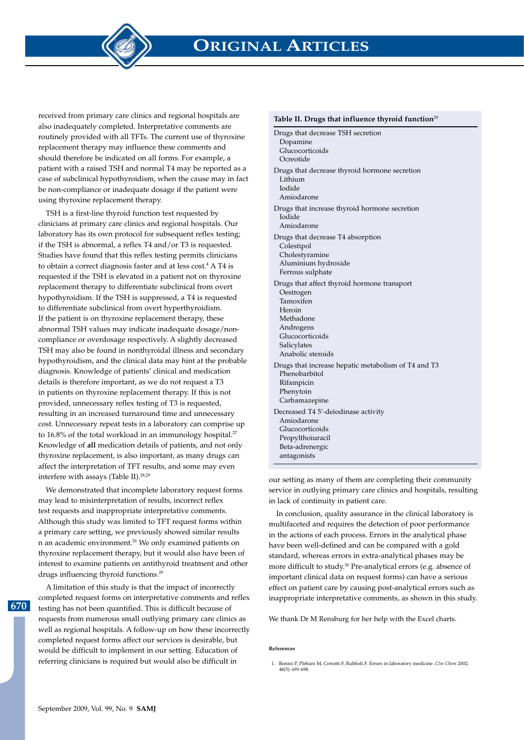received from primary care clinics and regional hospitals are also inadequately completed. Interpretative comments are routinely provided with all TFTs. The current use of thyroxine replacement therapy may influence these comments and should therefore be indicated on all forms. For example, a patient with a raised TSH and normal T4 may be reported as a case of subclinical hypothyroidism, when the cause may in fact be non-compliance or inadequate dosage if the patient were using thyroxine replacement therapy.

TSH is a first-line thyroid function test requested by clinicians at primary care clinics and regional hospitals. Our laboratory has its own protocol for subsequent reflex testing; if the TSH is abnormal, a reflex T4 and/or T3 is requested. Studies have found that this reflex testing permits clinicians to obtain a correct diagnosis faster and at less cost.[4] A T4 is requested if the TSH is elevated in a patient not on thyroxine replacement therapy to differentiate subclinical from overt hypothyroidism. If the TSH is suppressed, a T4 is requested to differentiate subclinical from overt hyperthyroidism. If the patient is on thyroxine replacement therapy, these abnormal TSH values may indicate inadequate dosage/non-compliance or overdosage respectively. A slightly decreased TSH may also be found in nonthyroidal illness and secondary hypothyroidism, and the clinical data may hint at the probable diagnosis. Knowledge of patients' clinical and medication details is therefore important, as we do not request a T3 in patients on thyroxine replacement therapy. If this is not provided, unnecessary reflex testing of T3 is requested, resulting in an increased turnaround time and unnecessary cost. Unnecessary repeat tests in a laboratory can comprise up to 16.8% of the total workload in an immunology hospital.[27] Knowledge of **all** medication details of patients, and not only thyroxine replacement, is also important, as many drugs can affect the interpretation of TFT results, and some may even interfere with assays (Table II).[28,29]

**Table II. Drugs that influence thyroid function**[29]

| |
|---|
| Drugs that decrease TSH secretion |
| Dopamine |
| Glucocorticoids |
| Ocreotide |
| Drugs that decrease thyroid hormone secretion |
| Lithium |
| Iodide |
| Amiodarone |
| Drugs that increase thyroid hormone secretion |
| Iodide |
| Amiodarone |
| Drugs that decrease T4 absorption |
| Colestipol |
| Cholestyramine |
| Aluminium hydroxide |
| Ferrous sulphate |
| Drugs that affect thyroid hormone transport |
| Oestrogen |
| Tamoxifen |
| Heroin |
| Methadone |
| Androgens |
| Glucocorticoids |
| Salicylates |
| Anabolic steroids |
| Drugs that increase hepatic metabolism of T4 and T3 |
| Phenobarbitol |
| Rifampicin |
| Phenytoin |
| Carbamazepine |
| Decreased T4 5'-deiodinase activity |
| Amiodarone |
| Glucocorticoids |
| Propylthoiuracil |
| Beta-adrenergic antagonists |

We demonstrated that incomplete laboratory request forms may lead to misinterpretation of results, incorrect reflex test requests and inappropriate interpretative comments. Although this study was limited to TFT request forms within a primary care setting, we previously showed similar results n an academic environment.[26] We only examined patients on thyroxine replacement therapy, but it would also have been of interest to examine patients on antithyroid treatment and other drugs influencing thyroid functions.[29]

A limitation of this study is that the impact of incorrectly completed request forms on interpretative comments and reflex testing has not been quantified. This is difficult because of requests from numerous small outlying primary care clinics as well as regional hospitals. A follow-up on how these incorrectly completed request forms affect our services is desirable, but would be difficult to implement in our setting. Education of referring clinicians is required but would also be difficult in our setting as many of them are completing their community service in outlying primary care clinics and hospitals, resulting in lack of continuity in patient care.

In conclusion, quality assurance in the clinical laboratory is multifaceted and requires the detection of poor performance in the actions of each process. Errors in the analytical phase have been well-defined and can be compared with a gold standard, whereas errors in extra-analytical phases may be more difficult to study.[30] Pre-analytical errors (e.g. absence of important clinical data on request forms) can have a serious effect on patient care by causing post-analytical errors such as inappropriate interpretative comments, as shown in this study.

We thank Dr M Rensburg for her help with the Excel charts.

**References**

1. Bonini P, Plebani M, Ceriotti F, Rubboli F. Errors in laboratory medicine. *Clin Chem* 2002; 48(5): 691-698.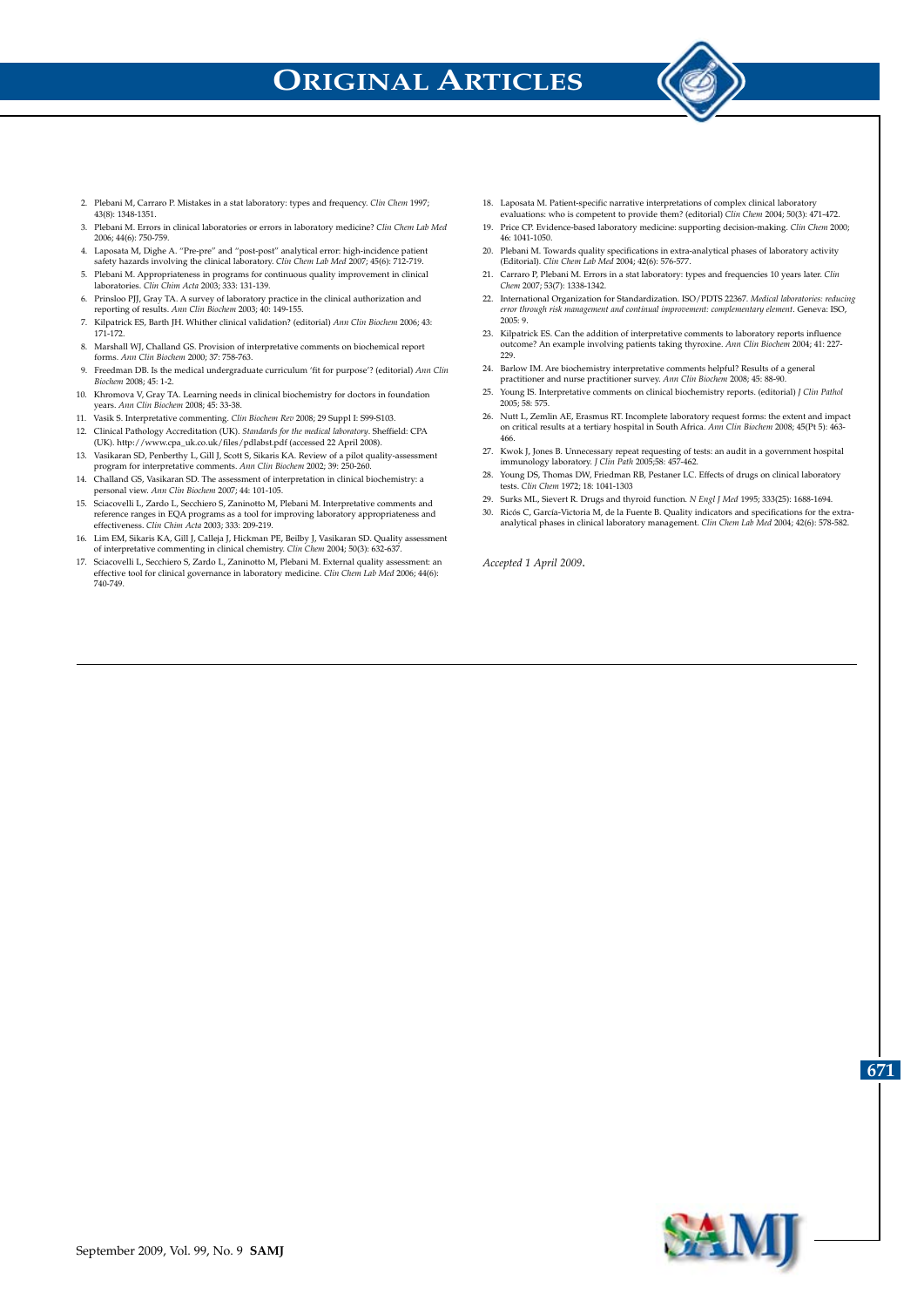2. Plebani M, Carraro P. Mistakes in a stat laboratory: types and frequency. *Clin Chem* 1997; 43(8): 1348-1351.
3. Plebani M. Errors in clinical laboratories or errors in laboratory medicine? *Clin Chem Lab Med* 2006; 44(6): 750-759.
4. Laposata M, Dighe A. "Pre-pre" and "post-post" analytical error: high-incidence patient safety hazards involving the clinical laboratory. *Clin Chem Lab Med* 2007; 45(6): 712-719.
5. Plebani M. Appropriateness in programs for continuous quality improvement in clinical laboratories. *Clin Chim Acta* 2003; 333: 131-139.
6. Prinsloo PJJ, Gray TA. A survey of laboratory practice in the clinical authorization and reporting of results. *Ann Clin Biochem* 2003; 40: 149-155.
7. Kilpatrick ES, Barth JH. Whither clinical validation? (editorial) *Ann Clin Biochem* 2006; 43: 171-172.
8. Marshall WJ, Challand GS. Provision of interpretative comments on biochemical report forms. *Ann Clin Biochem* 2000; 37: 758-763.
9. Freedman DB. Is the medical undergraduate curriculum 'fit for purpose'? (editorial) *Ann Clin Biochem* 2008; 45: 1-2.
10. Khromova V, Gray TA. Learning needs in clinical biochemistry for doctors in foundation years. *Ann Clin Biochem* 2008; 45: 33-38.
11. Vasik S. Interpretative commenting. *Clin Biochem Rev* 2008; 29 Suppl I: S99-S103.
12. Clinical Pathology Accreditation (UK). *Standards for the medical laboratory*. Sheffield: CPA (UK). http://www.cpa_uk.co.uk/files/pdlabst.pdf (accessed 22 April 2008).
13. Vasikaran SD, Penberthy L, Gill J, Scott S, Sikaris KA. Review of a pilot quality-assessment program for interpretative comments. *Ann Clin Biochem* 2002; 39: 250-260.
14. Challand GS, Vasikaran SD. The assessment of interpretation in clinical biochemistry: a personal view. *Ann Clin Biochem* 2007; 44: 101-105.
15. Sciacovelli L, Zardo L, Secchiero S, Zaninotto M, Plebani M. Interpretative comments and reference ranges in EQA programs as a tool for improving laboratory appropriateness and effectiveness. *Clin Chim Acta* 2003; 333: 209-219.
16. Lim EM, Sikaris KA, Gill J, Calleja J, Hickman PE, Beilby J, Vasikaran SD. Quality assessment of interpretative commenting in clinical chemistry. *Clin Chem* 2004; 50(3): 632-637.
17. Sciacovelli L, Secchiero S, Zardo L, Zaninotto M, Plebani M. External quality assessment: an effective tool for clinical governance in laboratory medicine. *Clin Chem Lab Med* 2006; 44(6): 740-749.
18. Laposata M. Patient-specific narrative interpretations of complex clinical laboratory evaluations: who is competent to provide them? (editorial) *Clin Chem* 2004; 50(3): 471-472.
19. Price CP. Evidence-based laboratory medicine: supporting decision-making. *Clin Chem* 2000; 46: 1041-1050.
20. Plebani M. Towards quality specifications in extra-analytical phases of laboratory activity (Editorial). *Clin Chem Lab Med* 2004; 42(6): 576-577.
21. Carraro P, Plebani M. Errors in a stat laboratory: types and frequencies 10 years later. *Clin Chem* 2007; 53(7): 1338-1342.
22. International Organization for Standardization. ISO/PDTS 22367. *Medical laboratories: reducing error through risk management and continual improvement: complementary element*. Geneva: ISO, 2005: 9.
23. Kilpatrick ES. Can the addition of interpretative comments to laboratory reports influence outcome? An example involving patients taking thyroxine. *Ann Clin Biochem* 2004; 41: 227-229.
24. Barlow IM. Are biochemistry interpretative comments helpful? Results of a general practitioner and nurse practitioner survey. *Ann Clin Biochem* 2008; 45: 88-90.
25. Young IS. Interpretative comments on clinical biochemistry reports. (editorial) *J Clin Pathol* 2005; 58: 575.
26. Nutt L, Zemlin AE, Erasmus RT. Incomplete laboratory request forms: the extent and impact on critical results at a tertiary hospital in South Africa. *Ann Clin Biochem* 2008; 45(Pt 5): 463-466.
27. Kwok J, Jones B. Unnecessary repeat requesting of tests: an audit in a government hospital immunology laboratory. *J Clin Path* 2005;58: 457-462.
28. Young DS, Thomas DW, Friedman RB, Pestaner LC. Effects of drugs on clinical laboratory tests. *Clin Chem* 1972; 18: 1041-1303
29. Surks ML, Sievert R. Drugs and thyroid function. *N Engl J Med* 1995; 333(25): 1688-1694.
30. Ricós C, García-Victoria M, de la Fuente B. Quality indicators and specifications for the extra-analytical phases in clinical laboratory management. *Clin Chem Lab Med* 2004; 42(6): 578-582.

*Accepted 1 April 2009.*